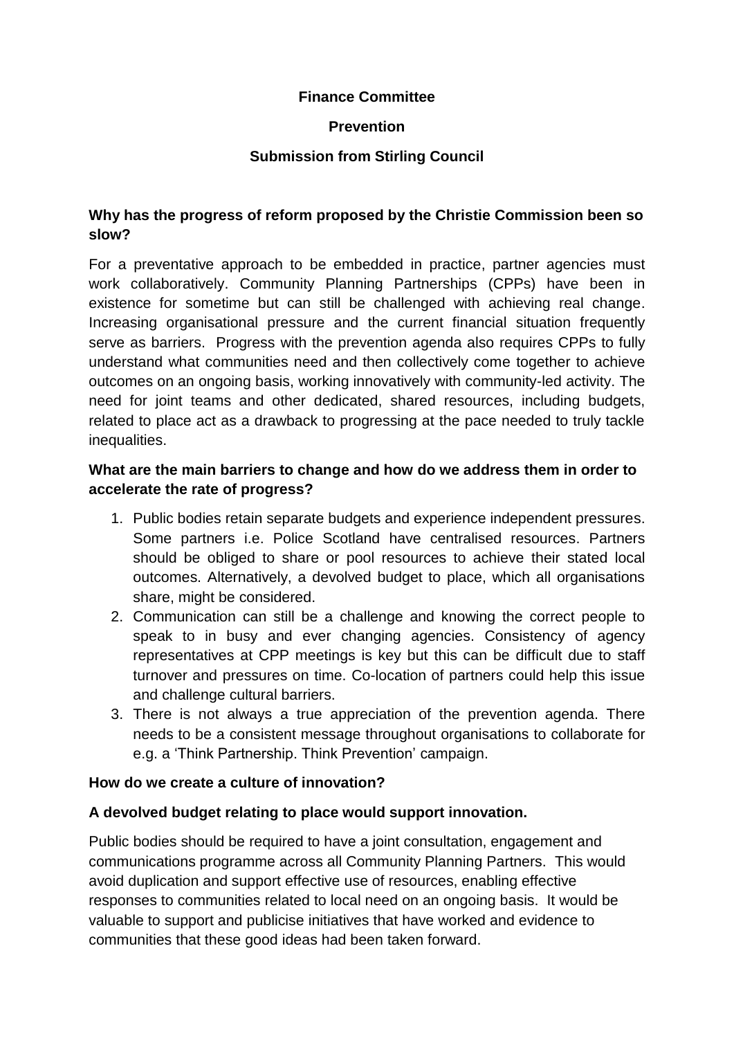**Finance Committee**

**Prevention**

**Submission from Stirling Council**

**Why has the progress of reform proposed by the Christie Commission been so slow?**

For a preventative approach to be embedded in practice, partner agencies must work collaboratively. Community Planning Partnerships (CPPs) have been in existence for sometime but can still be challenged with achieving real change. Increasing organisational pressure and the current financial situation frequently serve as barriers. Progress with the prevention agenda also requires CPPs to fully understand what communities need and then collectively come together to achieve outcomes on an ongoing basis, working innovatively with community-led activity. The need for joint teams and other dedicated, shared resources, including budgets, related to place act as a drawback to progressing at the pace needed to truly tackle inequalities.

**What are the main barriers to change and how do we address them in order to accelerate the rate of progress?**

1. Public bodies retain separate budgets and experience independent pressures. Some partners i.e. Police Scotland have centralised resources. Partners should be obliged to share or pool resources to achieve their stated local outcomes. Alternatively, a devolved budget to place, which all organisations share, might be considered.
2. Communication can still be a challenge and knowing the correct people to speak to in busy and ever changing agencies. Consistency of agency representatives at CPP meetings is key but this can be difficult due to staff turnover and pressures on time. Co-location of partners could help this issue and challenge cultural barriers.
3. There is not always a true appreciation of the prevention agenda. There needs to be a consistent message throughout organisations to collaborate for e.g. a 'Think Partnership. Think Prevention' campaign.

**How do we create a culture of innovation?**

**A devolved budget relating to place would support innovation.**

Public bodies should be required to have a joint consultation, engagement and communications programme across all Community Planning Partners. This would avoid duplication and support effective use of resources, enabling effective responses to communities related to local need on an ongoing basis. It would be valuable to support and publicise initiatives that have worked and evidence to communities that these good ideas had been taken forward.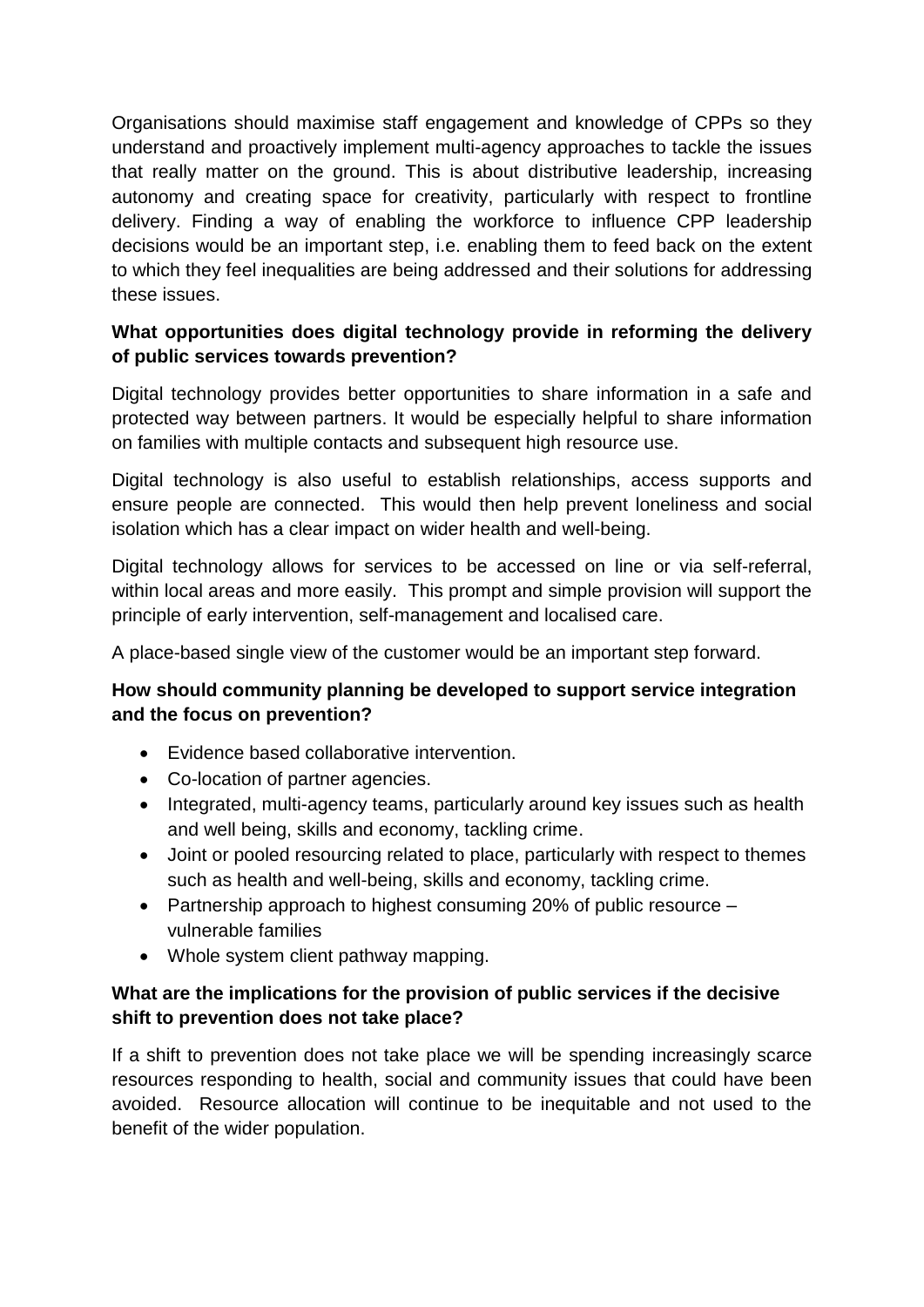Organisations should maximise staff engagement and knowledge of CPPs so they understand and proactively implement multi-agency approaches to tackle the issues that really matter on the ground. This is about distributive leadership, increasing autonomy and creating space for creativity, particularly with respect to frontline delivery. Finding a way of enabling the workforce to influence CPP leadership decisions would be an important step, i.e. enabling them to feed back on the extent to which they feel inequalities are being addressed and their solutions for addressing these issues.

**What opportunities does digital technology provide in reforming the delivery of public services towards prevention?**

Digital technology provides better opportunities to share information in a safe and protected way between partners. It would be especially helpful to share information on families with multiple contacts and subsequent high resource use.

Digital technology is also useful to establish relationships, access supports and ensure people are connected. This would then help prevent loneliness and social isolation which has a clear impact on wider health and well-being.

Digital technology allows for services to be accessed on line or via self-referral, within local areas and more easily. This prompt and simple provision will support the principle of early intervention, self-management and localised care.

A place-based single view of the customer would be an important step forward.

**How should community planning be developed to support service integration and the focus on prevention?**

- Evidence based collaborative intervention.
- Co-location of partner agencies.
- Integrated, multi-agency teams, particularly around key issues such as health and well being, skills and economy, tackling crime.
- Joint or pooled resourcing related to place, particularly with respect to themes such as health and well-being, skills and economy, tackling crime.
- Partnership approach to highest consuming 20% of public resource – vulnerable families
- Whole system client pathway mapping.

**What are the implications for the provision of public services if the decisive shift to prevention does not take place?**

If a shift to prevention does not take place we will be spending increasingly scarce resources responding to health, social and community issues that could have been avoided. Resource allocation will continue to be inequitable and not used to the benefit of the wider population.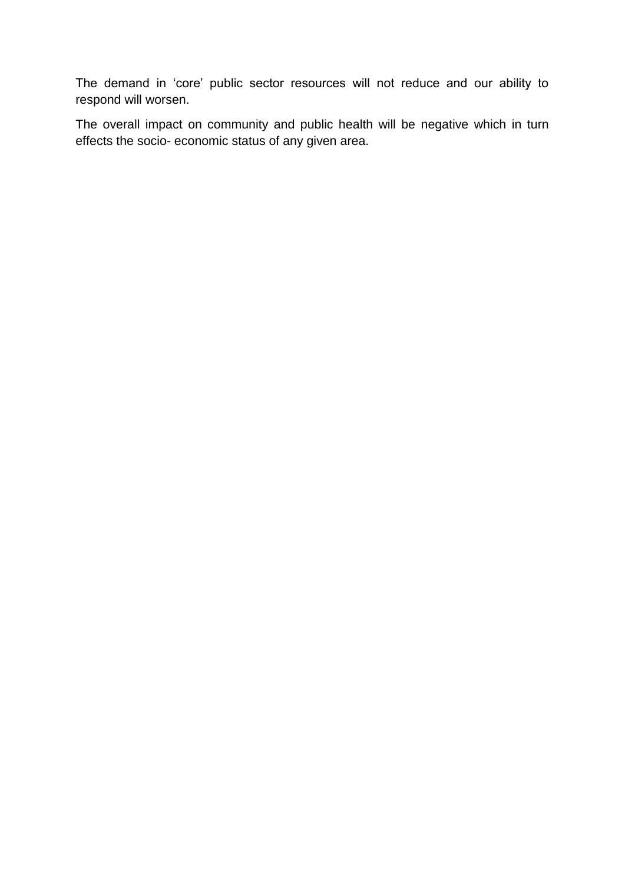The demand in ‘core’ public sector resources will not reduce and our ability to respond will worsen.

The overall impact on community and public health will be negative which in turn effects the socio- economic status of any given area.